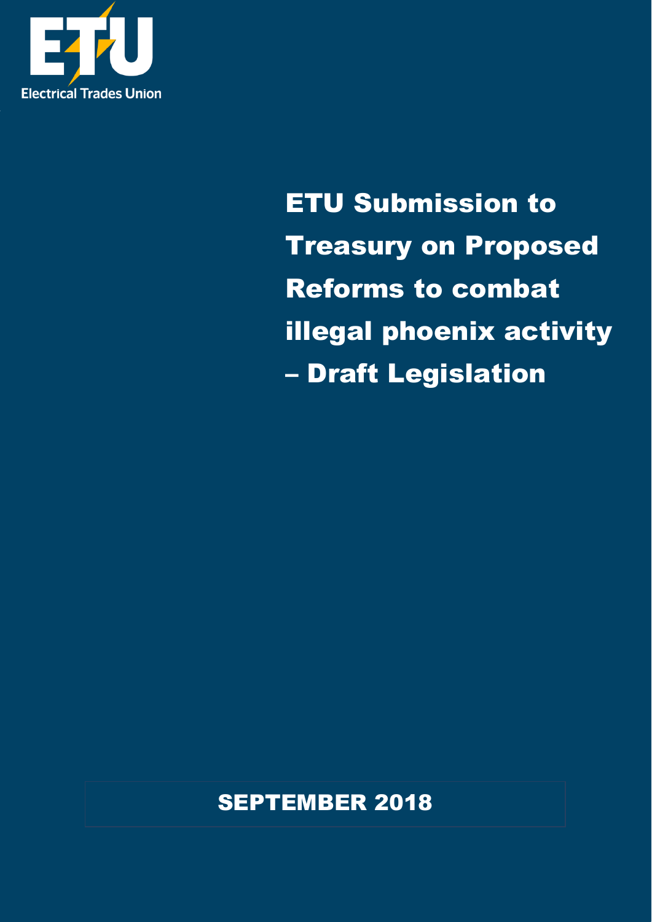ETU

Electrical Trades Union

# ETU Submission to Treasury on Proposed Reforms to combat illegal phoenix activity – Draft Legislation

**SEPTEMBER 2018**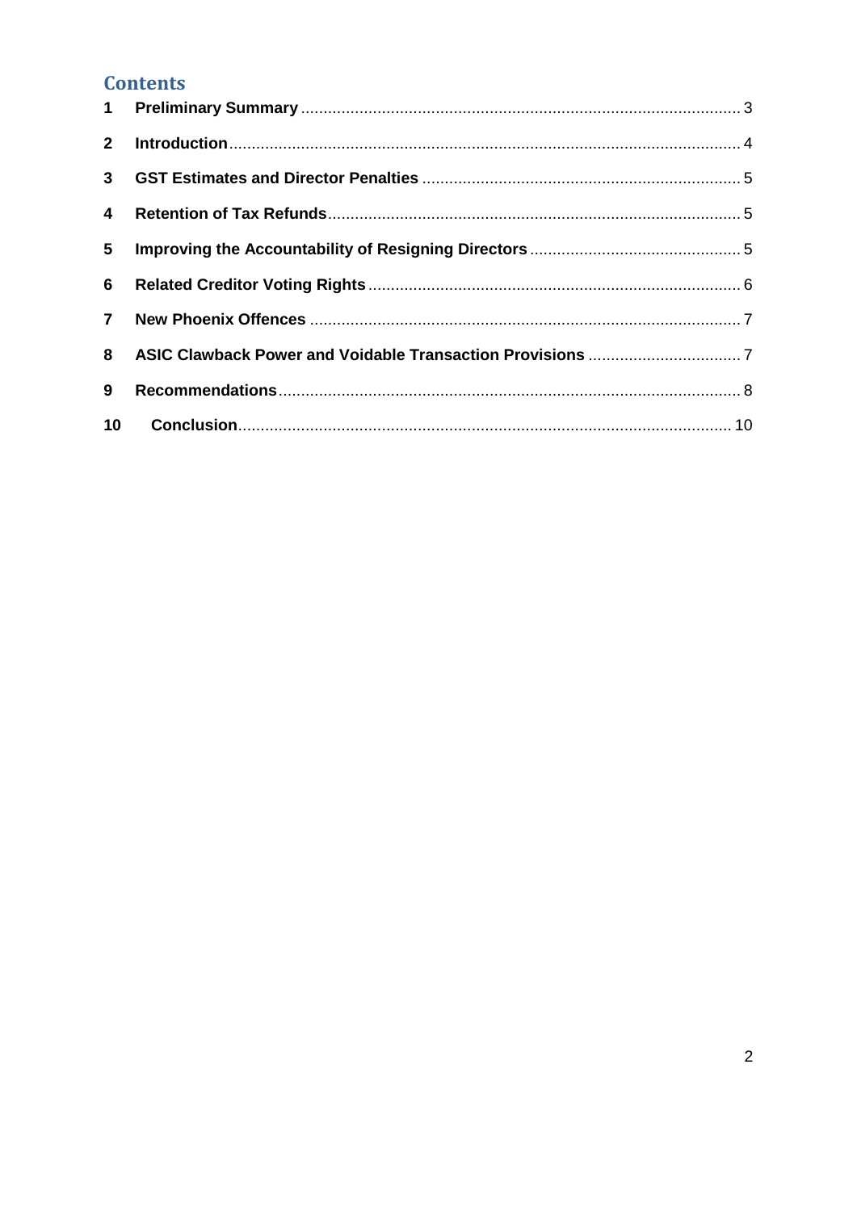# Contents

1 **Preliminary Summary** ..... 3

2 **Introduction** ..... 4

3 **GST Estimates and Director Penalties** ..... 5

4 **Retention of Tax Refunds** ..... 5

5 **Improving the Accountability of Resigning Directors** ..... 5

6 **Related Creditor Voting Rights** ..... 6

7 **New Phoenix Offences** ..... 7

8 **ASIC Clawback Power and Voidable Transaction Provisions** ..... 7

9 **Recommendations** ..... 8

10 **Conclusion** ..... 10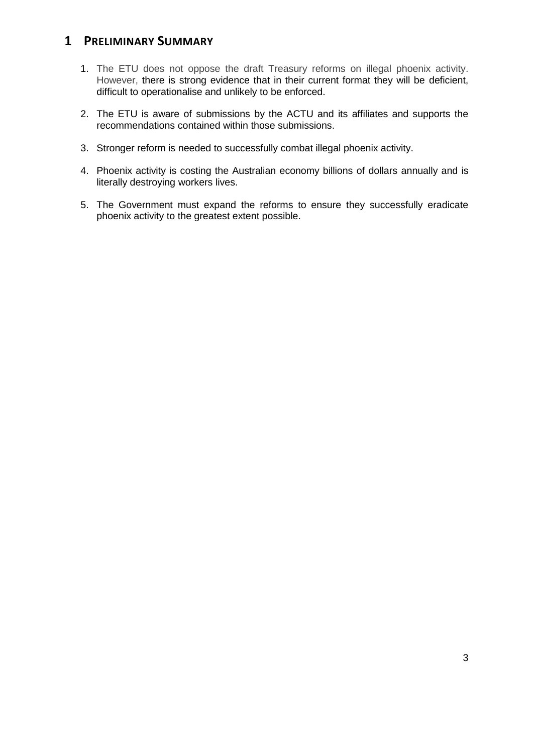# 1 Preliminary Summary

1. The ETU does not oppose the draft Treasury reforms on illegal phoenix activity. However, there is strong evidence that in their current format they will be deficient, difficult to operationalise and unlikely to be enforced.
2. The ETU is aware of submissions by the ACTU and its affiliates and supports the recommendations contained within those submissions.
3. Stronger reform is needed to successfully combat illegal phoenix activity.
4. Phoenix activity is costing the Australian economy billions of dollars annually and is literally destroying workers lives.
5. The Government must expand the reforms to ensure they successfully eradicate phoenix activity to the greatest extent possible.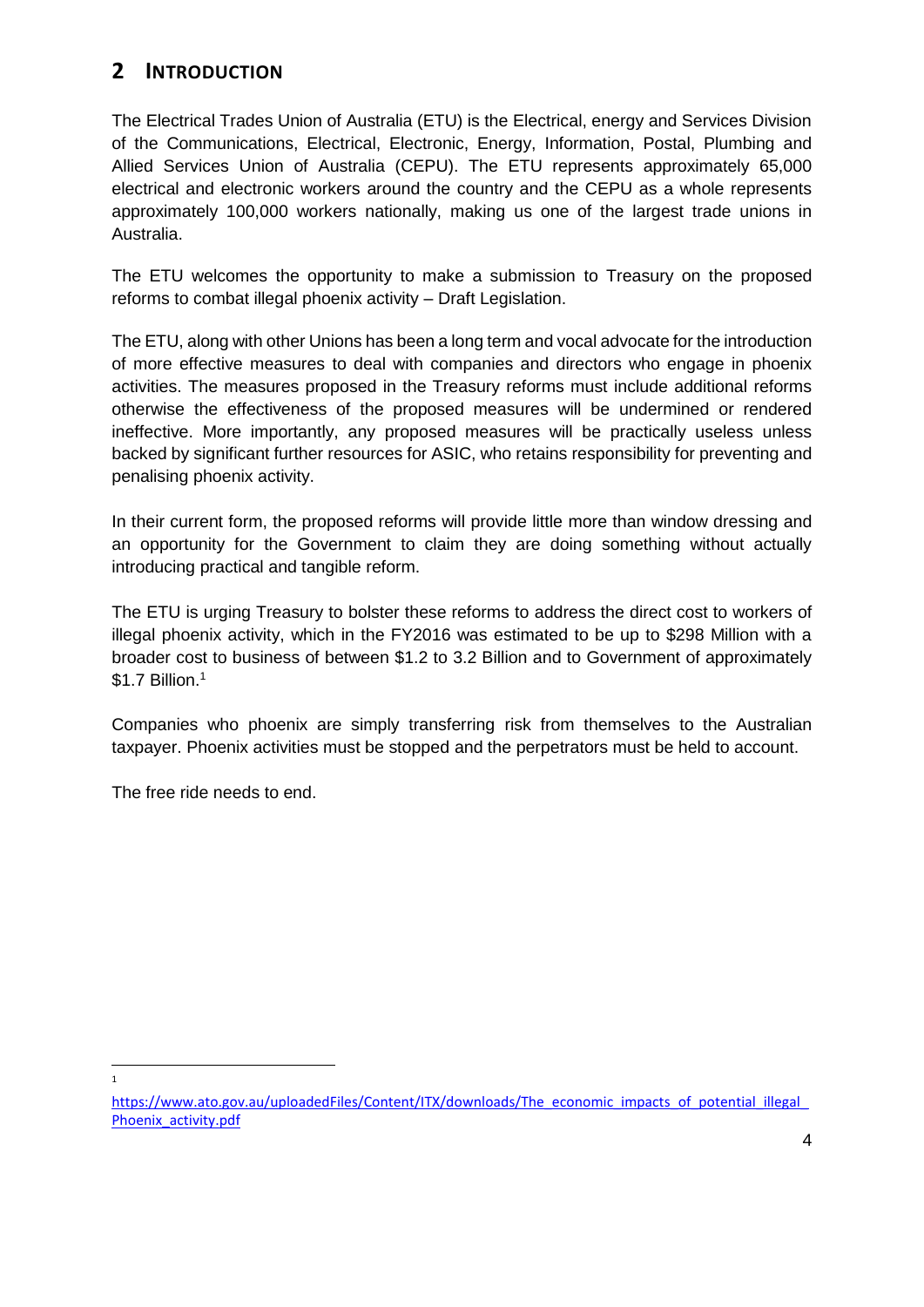## 2 INTRODUCTION

The Electrical Trades Union of Australia (ETU) is the Electrical, energy and Services Division of the Communications, Electrical, Electronic, Energy, Information, Postal, Plumbing and Allied Services Union of Australia (CEPU). The ETU represents approximately 65,000 electrical and electronic workers around the country and the CEPU as a whole represents approximately 100,000 workers nationally, making us one of the largest trade unions in Australia.

The ETU welcomes the opportunity to make a submission to Treasury on the proposed reforms to combat illegal phoenix activity – Draft Legislation.

The ETU, along with other Unions has been a long term and vocal advocate for the introduction of more effective measures to deal with companies and directors who engage in phoenix activities. The measures proposed in the Treasury reforms must include additional reforms otherwise the effectiveness of the proposed measures will be undermined or rendered ineffective. More importantly, any proposed measures will be practically useless unless backed by significant further resources for ASIC, who retains responsibility for preventing and penalising phoenix activity.

In their current form, the proposed reforms will provide little more than window dressing and an opportunity for the Government to claim they are doing something without actually introducing practical and tangible reform.

The ETU is urging Treasury to bolster these reforms to address the direct cost to workers of illegal phoenix activity, which in the FY2016 was estimated to be up to $298 Million with a broader cost to business of between $1.2 to 3.2 Billion and to Government of approximately $1.7 Billion.[1]

Companies who phoenix are simply transferring risk from themselves to the Australian taxpayer. Phoenix activities must be stopped and the perpetrators must be held to account.

The free ride needs to end.

---

[1] https://www.ato.gov.au/uploadedFiles/Content/ITX/downloads/The_economic_impacts_of_potential_illegal_Phoenix_activity.pdf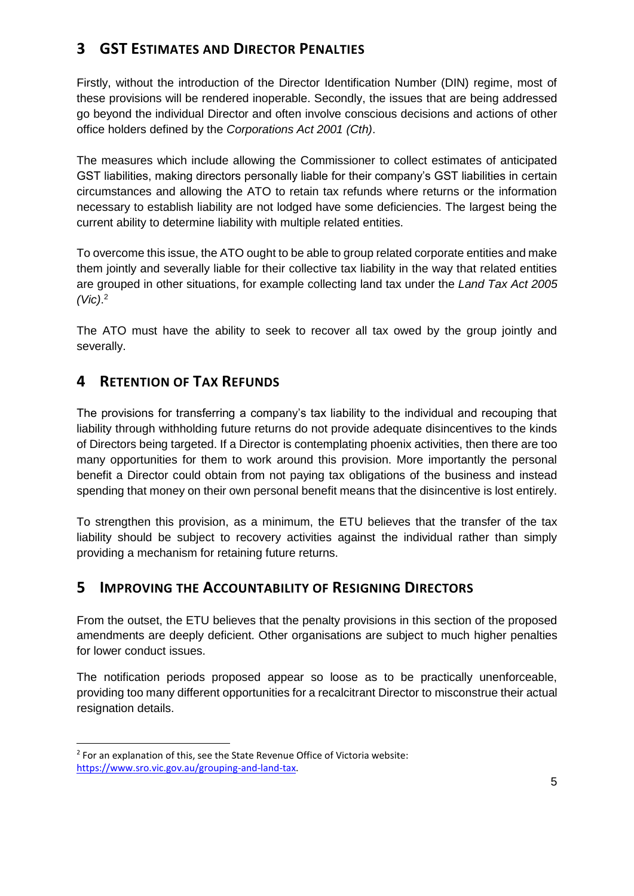## 3 GST Estimates and Director Penalties

Firstly, without the introduction of the Director Identification Number (DIN) regime, most of these provisions will be rendered inoperable. Secondly, the issues that are being addressed go beyond the individual Director and often involve conscious decisions and actions of other office holders defined by the *Corporations Act 2001 (Cth)*.

The measures which include allowing the Commissioner to collect estimates of anticipated GST liabilities, making directors personally liable for their company's GST liabilities in certain circumstances and allowing the ATO to retain tax refunds where returns or the information necessary to establish liability are not lodged have some deficiencies. The largest being the current ability to determine liability with multiple related entities.

To overcome this issue, the ATO ought to be able to group related corporate entities and make them jointly and severally liable for their collective tax liability in the way that related entities are grouped in other situations, for example collecting land tax under the *Land Tax Act 2005 (Vic)*.[2]

The ATO must have the ability to seek to recover all tax owed by the group jointly and severally.

## 4 Retention of Tax Refunds

The provisions for transferring a company's tax liability to the individual and recouping that liability through withholding future returns do not provide adequate disincentives to the kinds of Directors being targeted. If a Director is contemplating phoenix activities, then there are too many opportunities for them to work around this provision. More importantly the personal benefit a Director could obtain from not paying tax obligations of the business and instead spending that money on their own personal benefit means that the disincentive is lost entirely.

To strengthen this provision, as a minimum, the ETU believes that the transfer of the tax liability should be subject to recovery activities against the individual rather than simply providing a mechanism for retaining future returns.

## 5 Improving the Accountability of Resigning Directors

From the outset, the ETU believes that the penalty provisions in this section of the proposed amendments are deeply deficient. Other organisations are subject to much higher penalties for lower conduct issues.

The notification periods proposed appear so loose as to be practically unenforceable, providing too many different opportunities for a recalcitrant Director to misconstrue their actual resignation details.

---

[2] For an explanation of this, see the State Revenue Office of Victoria website: https://www.sro.vic.gov.au/grouping-and-land-tax.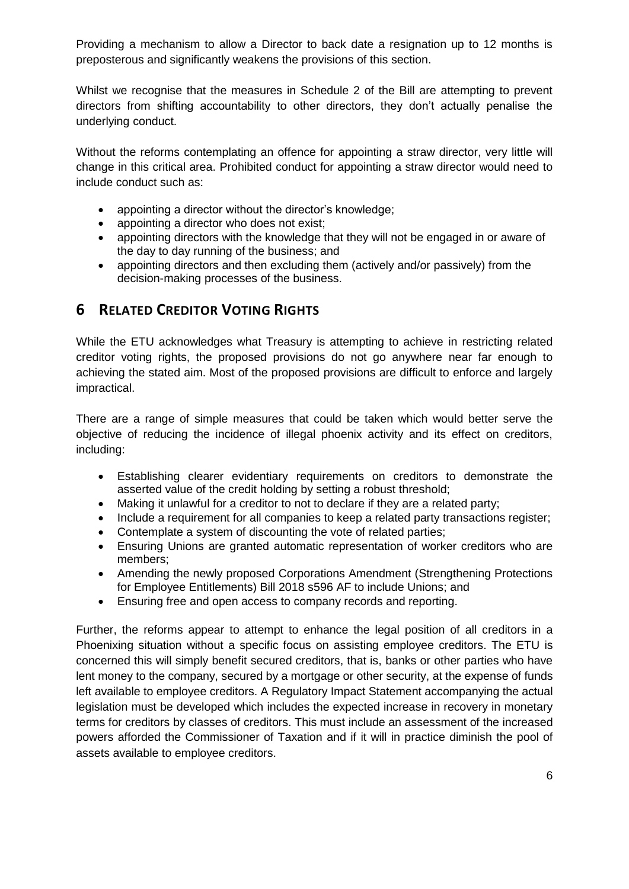Providing a mechanism to allow a Director to back date a resignation up to 12 months is preposterous and significantly weakens the provisions of this section.

Whilst we recognise that the measures in Schedule 2 of the Bill are attempting to prevent directors from shifting accountability to other directors, they don't actually penalise the underlying conduct.

Without the reforms contemplating an offence for appointing a straw director, very little will change in this critical area. Prohibited conduct for appointing a straw director would need to include conduct such as:

- appointing a director without the director's knowledge;
- appointing a director who does not exist;
- appointing directors with the knowledge that they will not be engaged in or aware of the day to day running of the business; and
- appointing directors and then excluding them (actively and/or passively) from the decision-making processes of the business.

## 6 RELATED CREDITOR VOTING RIGHTS

While the ETU acknowledges what Treasury is attempting to achieve in restricting related creditor voting rights, the proposed provisions do not go anywhere near far enough to achieving the stated aim. Most of the proposed provisions are difficult to enforce and largely impractical.

There are a range of simple measures that could be taken which would better serve the objective of reducing the incidence of illegal phoenix activity and its effect on creditors, including:

- Establishing clearer evidentiary requirements on creditors to demonstrate the asserted value of the credit holding by setting a robust threshold;
- Making it unlawful for a creditor to not to declare if they are a related party;
- Include a requirement for all companies to keep a related party transactions register;
- Contemplate a system of discounting the vote of related parties;
- Ensuring Unions are granted automatic representation of worker creditors who are members;
- Amending the newly proposed Corporations Amendment (Strengthening Protections for Employee Entitlements) Bill 2018 s596 AF to include Unions; and
- Ensuring free and open access to company records and reporting.

Further, the reforms appear to attempt to enhance the legal position of all creditors in a Phoenixing situation without a specific focus on assisting employee creditors. The ETU is concerned this will simply benefit secured creditors, that is, banks or other parties who have lent money to the company, secured by a mortgage or other security, at the expense of funds left available to employee creditors. A Regulatory Impact Statement accompanying the actual legislation must be developed which includes the expected increase in recovery in monetary terms for creditors by classes of creditors. This must include an assessment of the increased powers afforded the Commissioner of Taxation and if it will in practice diminish the pool of assets available to employee creditors.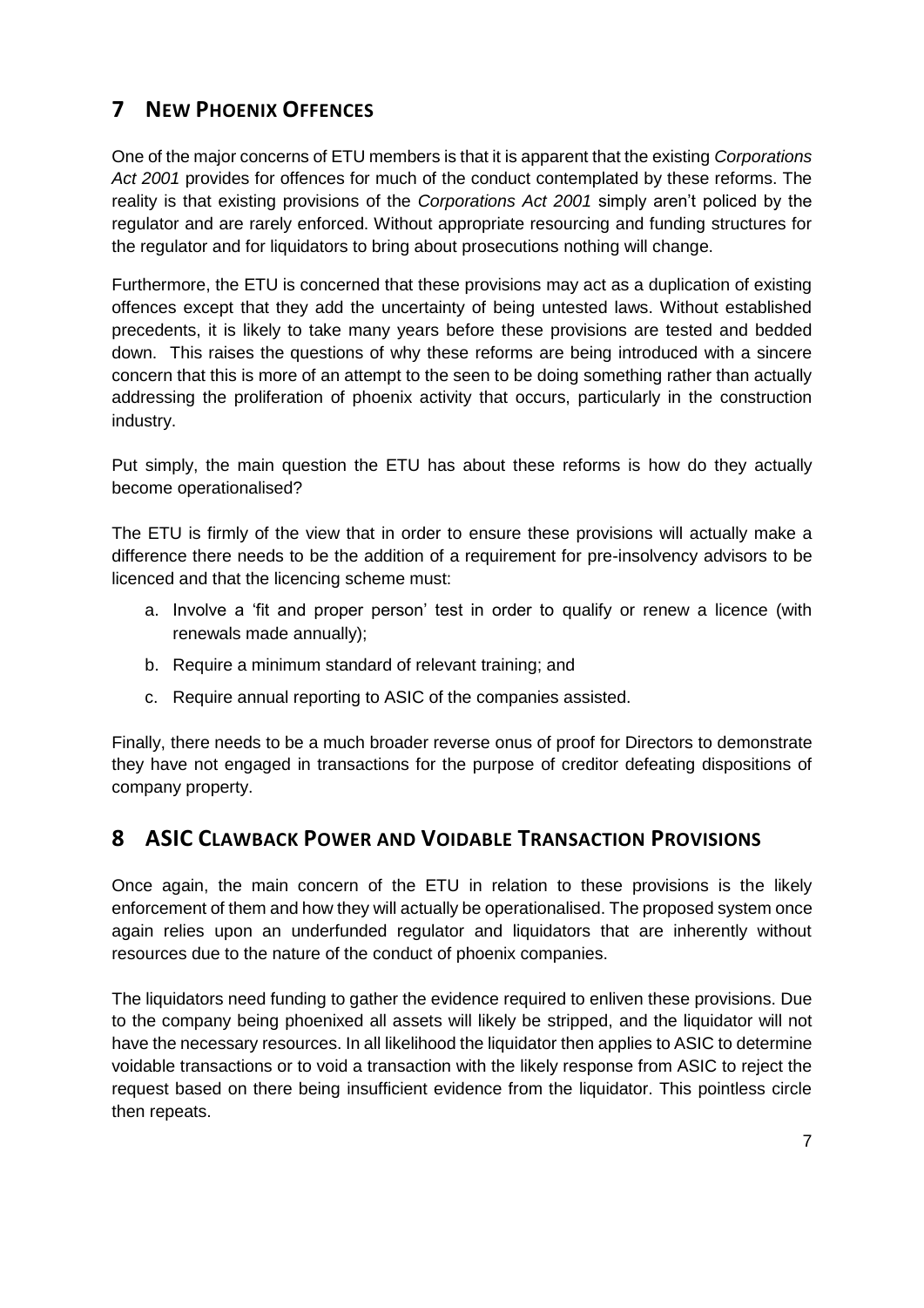## 7 New Phoenix Offences

One of the major concerns of ETU members is that it is apparent that the existing *Corporations Act 2001* provides for offences for much of the conduct contemplated by these reforms. The reality is that existing provisions of the *Corporations Act 2001* simply aren't policed by the regulator and are rarely enforced. Without appropriate resourcing and funding structures for the regulator and for liquidators to bring about prosecutions nothing will change.

Furthermore, the ETU is concerned that these provisions may act as a duplication of existing offences except that they add the uncertainty of being untested laws. Without established precedents, it is likely to take many years before these provisions are tested and bedded down. This raises the questions of why these reforms are being introduced with a sincere concern that this is more of an attempt to the seen to be doing something rather than actually addressing the proliferation of phoenix activity that occurs, particularly in the construction industry.

Put simply, the main question the ETU has about these reforms is how do they actually become operationalised?

The ETU is firmly of the view that in order to ensure these provisions will actually make a difference there needs to be the addition of a requirement for pre-insolvency advisors to be licenced and that the licencing scheme must:

a. Involve a 'fit and proper person' test in order to qualify or renew a licence (with renewals made annually);
b. Require a minimum standard of relevant training; and
c. Require annual reporting to ASIC of the companies assisted.

Finally, there needs to be a much broader reverse onus of proof for Directors to demonstrate they have not engaged in transactions for the purpose of creditor defeating dispositions of company property.

## 8 ASIC Clawback Power and Voidable Transaction Provisions

Once again, the main concern of the ETU in relation to these provisions is the likely enforcement of them and how they will actually be operationalised. The proposed system once again relies upon an underfunded regulator and liquidators that are inherently without resources due to the nature of the conduct of phoenix companies.

The liquidators need funding to gather the evidence required to enliven these provisions. Due to the company being phoenixed all assets will likely be stripped, and the liquidator will not have the necessary resources. In all likelihood the liquidator then applies to ASIC to determine voidable transactions or to void a transaction with the likely response from ASIC to reject the request based on there being insufficient evidence from the liquidator. This pointless circle then repeats.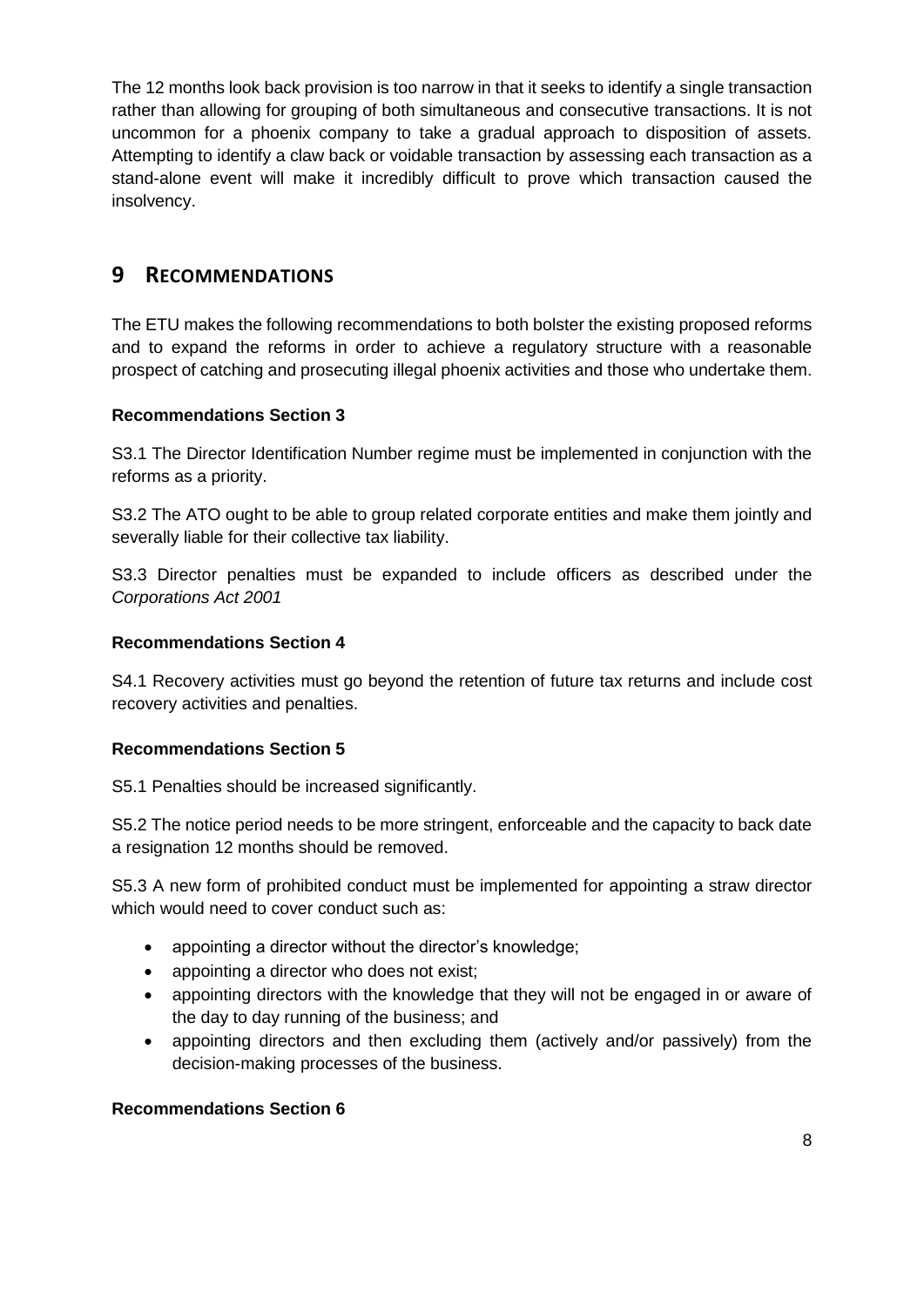The 12 months look back provision is too narrow in that it seeks to identify a single transaction rather than allowing for grouping of both simultaneous and consecutive transactions. It is not uncommon for a phoenix company to take a gradual approach to disposition of assets. Attempting to identify a claw back or voidable transaction by assessing each transaction as a stand-alone event will make it incredibly difficult to prove which transaction caused the insolvency.

# 9 Recommendations

The ETU makes the following recommendations to both bolster the existing proposed reforms and to expand the reforms in order to achieve a regulatory structure with a reasonable prospect of catching and prosecuting illegal phoenix activities and those who undertake them.

**Recommendations Section 3**

S3.1 The Director Identification Number regime must be implemented in conjunction with the reforms as a priority.

S3.2 The ATO ought to be able to group related corporate entities and make them jointly and severally liable for their collective tax liability.

S3.3 Director penalties must be expanded to include officers as described under the *Corporations Act 2001*

**Recommendations Section 4**

S4.1 Recovery activities must go beyond the retention of future tax returns and include cost recovery activities and penalties.

**Recommendations Section 5**

S5.1 Penalties should be increased significantly.

S5.2 The notice period needs to be more stringent, enforceable and the capacity to back date a resignation 12 months should be removed.

S5.3 A new form of prohibited conduct must be implemented for appointing a straw director which would need to cover conduct such as:

- appointing a director without the director's knowledge;
- appointing a director who does not exist;
- appointing directors with the knowledge that they will not be engaged in or aware of the day to day running of the business; and
- appointing directors and then excluding them (actively and/or passively) from the decision-making processes of the business.

**Recommendations Section 6**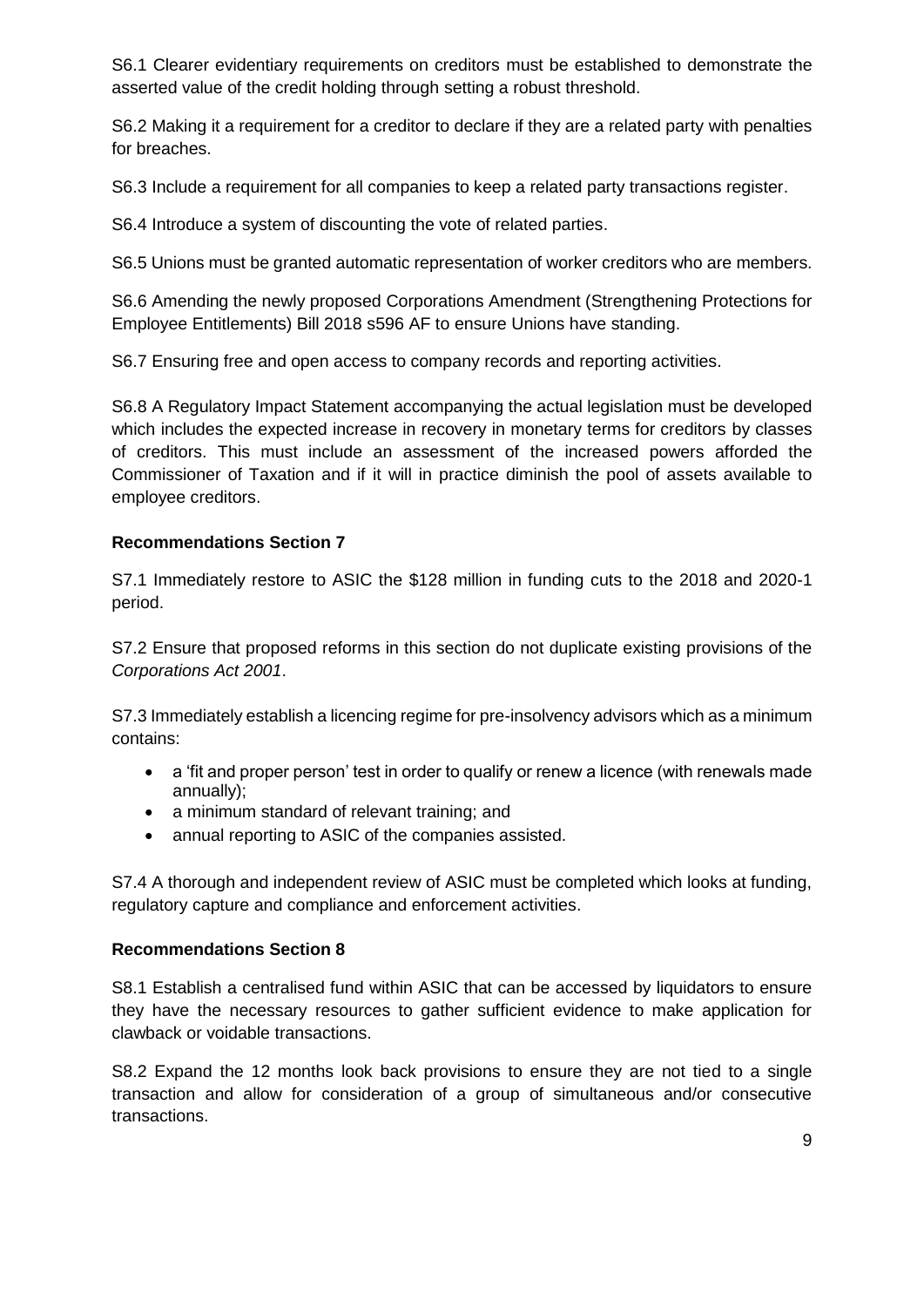S6.1 Clearer evidentiary requirements on creditors must be established to demonstrate the asserted value of the credit holding through setting a robust threshold.

S6.2 Making it a requirement for a creditor to declare if they are a related party with penalties for breaches.

S6.3 Include a requirement for all companies to keep a related party transactions register.

S6.4 Introduce a system of discounting the vote of related parties.

S6.5 Unions must be granted automatic representation of worker creditors who are members.

S6.6 Amending the newly proposed Corporations Amendment (Strengthening Protections for Employee Entitlements) Bill 2018 s596 AF to ensure Unions have standing.

S6.7 Ensuring free and open access to company records and reporting activities.

S6.8 A Regulatory Impact Statement accompanying the actual legislation must be developed which includes the expected increase in recovery in monetary terms for creditors by classes of creditors. This must include an assessment of the increased powers afforded the Commissioner of Taxation and if it will in practice diminish the pool of assets available to employee creditors.

**Recommendations Section 7**

S7.1 Immediately restore to ASIC the $128 million in funding cuts to the 2018 and 2020-1 period.

S7.2 Ensure that proposed reforms in this section do not duplicate existing provisions of the *Corporations Act 2001*.

S7.3 Immediately establish a licencing regime for pre-insolvency advisors which as a minimum contains:

- a 'fit and proper person' test in order to qualify or renew a licence (with renewals made annually);
- a minimum standard of relevant training; and
- annual reporting to ASIC of the companies assisted.

S7.4 A thorough and independent review of ASIC must be completed which looks at funding, regulatory capture and compliance and enforcement activities.

**Recommendations Section 8**

S8.1 Establish a centralised fund within ASIC that can be accessed by liquidators to ensure they have the necessary resources to gather sufficient evidence to make application for clawback or voidable transactions.

S8.2 Expand the 12 months look back provisions to ensure they are not tied to a single transaction and allow for consideration of a group of simultaneous and/or consecutive transactions.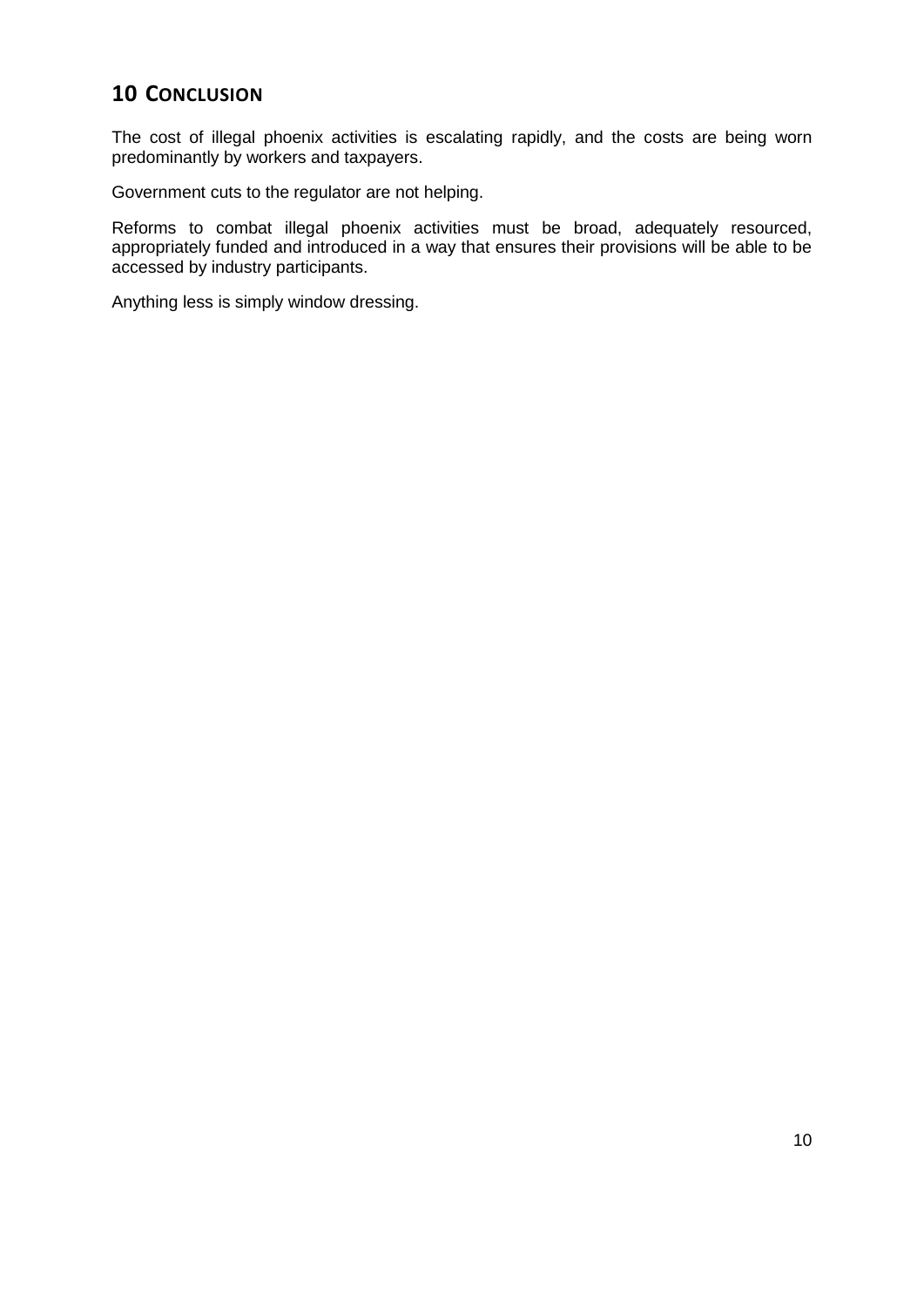## 10 CONCLUSION

The cost of illegal phoenix activities is escalating rapidly, and the costs are being worn predominantly by workers and taxpayers.

Government cuts to the regulator are not helping.

Reforms to combat illegal phoenix activities must be broad, adequately resourced, appropriately funded and introduced in a way that ensures their provisions will be able to be accessed by industry participants.

Anything less is simply window dressing.